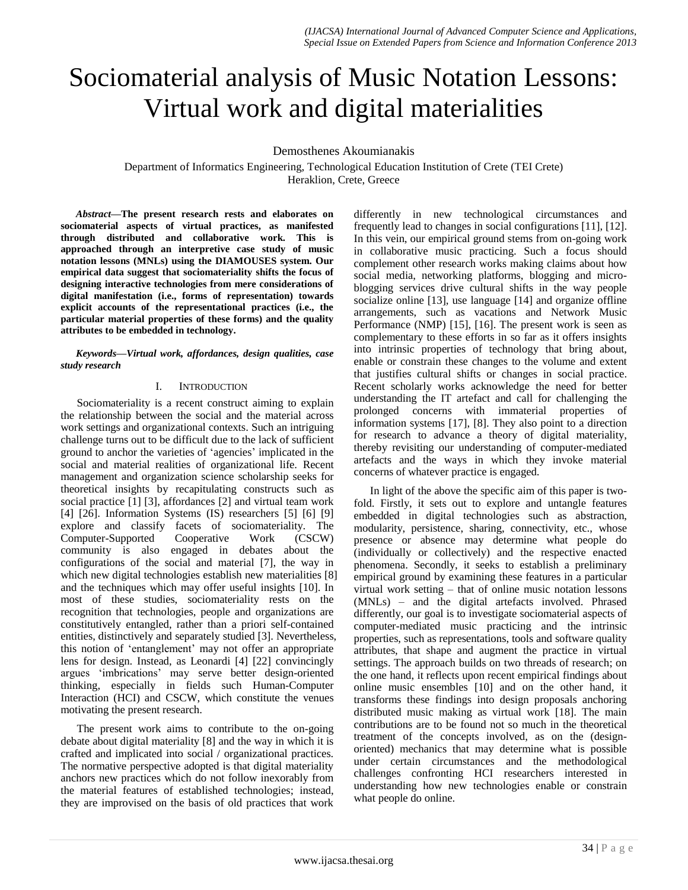# Sociomaterial analysis of Music Notation Lessons: Virtual work and digital materialities

Demosthenes Akoumianakis

Department of Informatics Engineering, Technological Education Institution of Crete (TEI Crete)
Heraklion, Crete, Greece

***Abstract*—The present research rests and elaborates on sociomaterial aspects of virtual practices, as manifested through distributed and collaborative work. This is approached through an interpretive case study of music notation lessons (MNLs) using the DIAMOUSES system. Our empirical data suggest that sociomateriality shifts the focus of designing interactive technologies from mere considerations of digital manifestation (i.e., forms of representation) towards explicit accounts of the representational practices (i.e., the particular material properties of these forms) and the quality attributes to be embedded in technology.**

***Keywords*—Virtual work, affordances, design qualities, case study research**

## I. Introduction

Sociomateriality is a recent construct aiming to explain the relationship between the social and the material across work settings and organizational contexts. Such an intriguing challenge turns out to be difficult due to the lack of sufficient ground to anchor the varieties of 'agencies' implicated in the social and material realities of organizational life. Recent management and organization science scholarship seeks for theoretical insights by recapitulating constructs such as social practice [1] [3], affordances [2] and virtual team work [4] [26]. Information Systems (IS) researchers [5] [6] [9] explore and classify facets of sociomateriality. The Computer-Supported Cooperative Work (CSCW) community is also engaged in debates about the configurations of the social and material [7], the way in which new digital technologies establish new materialities [8] and the techniques which may offer useful insights [10]. In most of these studies, sociomateriality rests on the recognition that technologies, people and organizations are constitutively entangled, rather than a priori self-contained entities, distinctively and separately studied [3]. Nevertheless, this notion of 'entanglement' may not offer an appropriate lens for design. Instead, as Leonardi [4] [22] convincingly argues 'imbrications' may serve better design-oriented thinking, especially in fields such Human-Computer Interaction (HCI) and CSCW, which constitute the venues motivating the present research.

The present work aims to contribute to the on-going debate about digital materiality [8] and the way in which it is crafted and implicated into social / organizational practices. The normative perspective adopted is that digital materiality anchors new practices which do not follow inexorably from the material features of established technologies; instead, they are improvised on the basis of old practices that work differently in new technological circumstances and frequently lead to changes in social configurations [11], [12]. In this vein, our empirical ground stems from on-going work in collaborative music practicing. Such a focus should complement other research works making claims about how social media, networking platforms, blogging and micro-blogging services drive cultural shifts in the way people socialize online [13], use language [14] and organize offline arrangements, such as vacations and Network Music Performance (NMP) [15], [16]. The present work is seen as complementary to these efforts in so far as it offers insights into intrinsic properties of technology that bring about, enable or constrain these changes to the volume and extent that justifies cultural shifts or changes in social practice. Recent scholarly works acknowledge the need for better understanding the IT artefact and call for challenging the prolonged concerns with immaterial properties of information systems [17], [8]. They also point to a direction for research to advance a theory of digital materiality, thereby revisiting our understanding of computer-mediated artefacts and the ways in which they invoke material concerns of whatever practice is engaged.

In light of the above the specific aim of this paper is two-fold. Firstly, it sets out to explore and untangle features embedded in digital technologies such as abstraction, modularity, persistence, sharing, connectivity, etc., whose presence or absence may determine what people do (individually or collectively) and the respective enacted phenomena. Secondly, it seeks to establish a preliminary empirical ground by examining these features in a particular virtual work setting – that of online music notation lessons (MNLs) – and the digital artefacts involved. Phrased differently, our goal is to investigate sociomaterial aspects of computer-mediated music practicing and the intrinsic properties, such as representations, tools and software quality attributes, that shape and augment the practice in virtual settings. The approach builds on two threads of research; on the one hand, it reflects upon recent empirical findings about online music ensembles [10] and on the other hand, it transforms these findings into design proposals anchoring distributed music making as virtual work [18]. The main contributions are to be found not so much in the theoretical treatment of the concepts involved, as on the (design-oriented) mechanics that may determine what is possible under certain circumstances and the methodological challenges confronting HCI researchers interested in understanding how new technologies enable or constrain what people do online.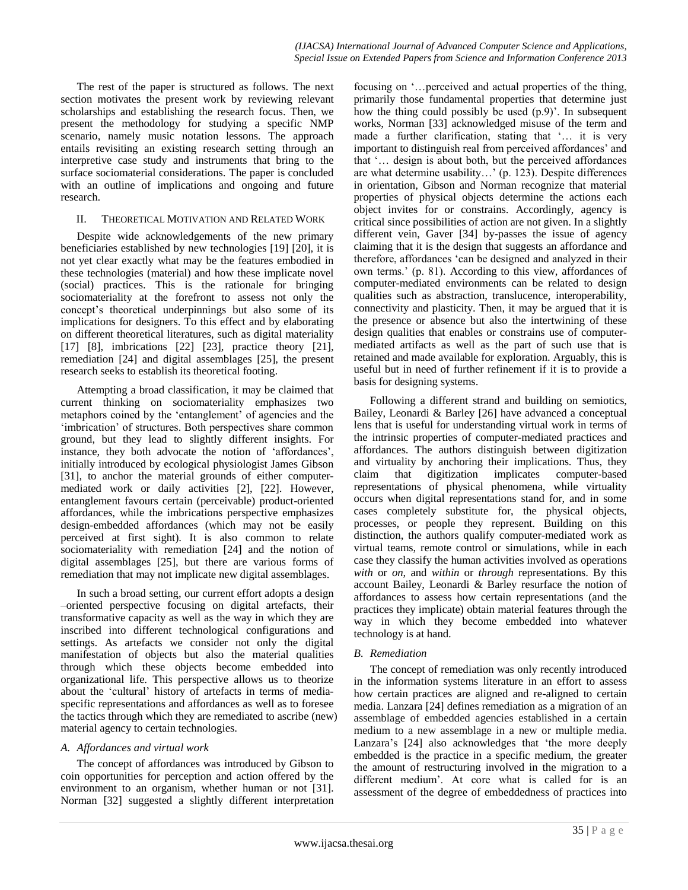The rest of the paper is structured as follows. The next section motivates the present work by reviewing relevant scholarships and establishing the research focus. Then, we present the methodology for studying a specific NMP scenario, namely music notation lessons. The approach entails revisiting an existing research setting through an interpretive case study and instruments that bring to the surface sociomaterial considerations. The paper is concluded with an outline of implications and ongoing and future research.

## II. Theoretical Motivation and Related Work

Despite wide acknowledgements of the new primary beneficiaries established by new technologies [19] [20], it is not yet clear exactly what may be the features embodied in these technologies (material) and how these implicate novel (social) practices. This is the rationale for bringing sociomateriality at the forefront to assess not only the concept's theoretical underpinnings but also some of its implications for designers. To this effect and by elaborating on different theoretical literatures, such as digital materiality [17] [8], imbrications [22] [23], practice theory [21], remediation [24] and digital assemblages [25], the present research seeks to establish its theoretical footing.

Attempting a broad classification, it may be claimed that current thinking on sociomateriality emphasizes two metaphors coined by the 'entanglement' of agencies and the 'imbrication' of structures. Both perspectives share common ground, but they lead to slightly different insights. For instance, they both advocate the notion of 'affordances', initially introduced by ecological physiologist James Gibson [31], to anchor the material grounds of either computer-mediated work or daily activities [2], [22]. However, entanglement favours certain (perceivable) product-oriented affordances, while the imbrications perspective emphasizes design-embedded affordances (which may not be easily perceived at first sight). It is also common to relate sociomateriality with remediation [24] and the notion of digital assemblages [25], but there are various forms of remediation that may not implicate new digital assemblages.

In such a broad setting, our current effort adopts a design –oriented perspective focusing on digital artefacts, their transformative capacity as well as the way in which they are inscribed into different technological configurations and settings. As artefacts we consider not only the digital manifestation of objects but also the material qualities through which these objects become embedded into organizational life. This perspective allows us to theorize about the 'cultural' history of artefacts in terms of media-specific representations and affordances as well as to foresee the tactics through which they are remediated to ascribe (new) material agency to certain technologies.

### A. Affordances and virtual work

The concept of affordances was introduced by Gibson to coin opportunities for perception and action offered by the environment to an organism, whether human or not [31]. Norman [32] suggested a slightly different interpretation focusing on '…perceived and actual properties of the thing, primarily those fundamental properties that determine just how the thing could possibly be used (p.9)'. In subsequent works, Norman [33] acknowledged misuse of the term and made a further clarification, stating that '… it is very important to distinguish real from perceived affordances' and that '… design is about both, but the perceived affordances are what determine usability…' (p. 123). Despite differences in orientation, Gibson and Norman recognize that material properties of physical objects determine the actions each object invites for or constrains. Accordingly, agency is critical since possibilities of action are not given. In a slightly different vein, Gaver [34] by-passes the issue of agency claiming that it is the design that suggests an affordance and therefore, affordances 'can be designed and analyzed in their own terms.' (p. 81). According to this view, affordances of computer-mediated environments can be related to design qualities such as abstraction, translucence, interoperability, connectivity and plasticity. Then, it may be argued that it is the presence or absence but also the intertwining of these design qualities that enables or constrains use of computer-mediated artifacts as well as the part of such use that is retained and made available for exploration. Arguably, this is useful but in need of further refinement if it is to provide a basis for designing systems.

Following a different strand and building on semiotics, Bailey, Leonardi & Barley [26] have advanced a conceptual lens that is useful for understanding virtual work in terms of the intrinsic properties of computer-mediated practices and affordances. The authors distinguish between digitization and virtuality by anchoring their implications. Thus, they claim that digitization implicates computer-based representations of physical phenomena, while virtuality occurs when digital representations stand for, and in some cases completely substitute for, the physical objects, processes, or people they represent. Building on this distinction, the authors qualify computer-mediated work as virtual teams, remote control or simulations, while in each case they classify the human activities involved as operations *with* or *on*, and *within* or *through* representations. By this account Bailey, Leonardi & Barley resurface the notion of affordances to assess how certain representations (and the practices they implicate) obtain material features through the way in which they become embedded into whatever technology is at hand.

### B. Remediation

The concept of remediation was only recently introduced in the information systems literature in an effort to assess how certain practices are aligned and re-aligned to certain media. Lanzara [24] defines remediation as a migration of an assemblage of embedded agencies established in a certain medium to a new assemblage in a new or multiple media. Lanzara's [24] also acknowledges that 'the more deeply embedded is the practice in a specific medium, the greater the amount of restructuring involved in the migration to a different medium'. At core what is called for is an assessment of the degree of embeddedness of practices into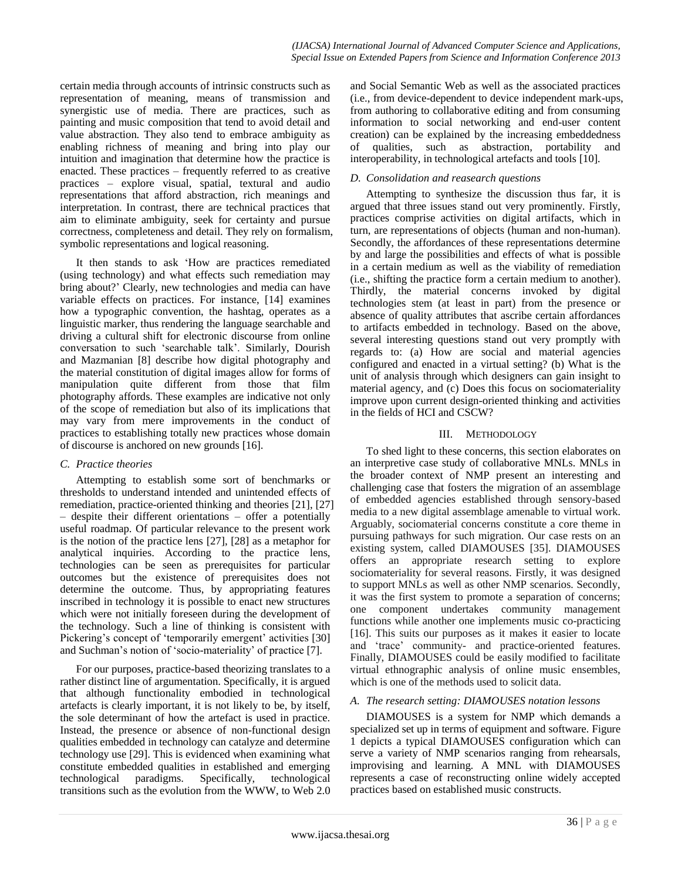certain media through accounts of intrinsic constructs such as representation of meaning, means of transmission and synergistic use of media. There are practices, such as painting and music composition that tend to avoid detail and value abstraction. They also tend to embrace ambiguity as enabling richness of meaning and bring into play our intuition and imagination that determine how the practice is enacted. These practices – frequently referred to as creative practices – explore visual, spatial, textural and audio representations that afford abstraction, rich meanings and interpretation. In contrast, there are technical practices that aim to eliminate ambiguity, seek for certainty and pursue correctness, completeness and detail. They rely on formalism, symbolic representations and logical reasoning.

It then stands to ask 'How are practices remediated (using technology) and what effects such remediation may bring about?' Clearly, new technologies and media can have variable effects on practices. For instance, [14] examines how a typographic convention, the hashtag, operates as a linguistic marker, thus rendering the language searchable and driving a cultural shift for electronic discourse from online conversation to such 'searchable talk'. Similarly, Dourish and Mazmanian [8] describe how digital photography and the material constitution of digital images allow for forms of manipulation quite different from those that film photography affords. These examples are indicative not only of the scope of remediation but also of its implications that may vary from mere improvements in the conduct of practices to establishing totally new practices whose domain of discourse is anchored on new grounds [16].

### C. Practice theories

Attempting to establish some sort of benchmarks or thresholds to understand intended and unintended effects of remediation, practice-oriented thinking and theories [21], [27] – despite their different orientations – offer a potentially useful roadmap. Of particular relevance to the present work is the notion of the practice lens [27], [28] as a metaphor for analytical inquiries. According to the practice lens, technologies can be seen as prerequisites for particular outcomes but the existence of prerequisites does not determine the outcome. Thus, by appropriating features inscribed in technology it is possible to enact new structures which were not initially foreseen during the development of the technology. Such a line of thinking is consistent with Pickering's concept of 'temporarily emergent' activities [30] and Suchman's notion of 'socio-materiality' of practice [7].

For our purposes, practice-based theorizing translates to a rather distinct line of argumentation. Specifically, it is argued that although functionality embodied in technological artefacts is clearly important, it is not likely to be, by itself, the sole determinant of how the artefact is used in practice. Instead, the presence or absence of non-functional design qualities embedded in technology can catalyze and determine technology use [29]. This is evidenced when examining what constitute embedded qualities in established and emerging technological paradigms. Specifically, technological transitions such as the evolution from the WWW, to Web 2.0 and Social Semantic Web as well as the associated practices (i.e., from device-dependent to device independent mark-ups, from authoring to collaborative editing and from consuming information to social networking and end-user content creation) can be explained by the increasing embeddedness of qualities, such as abstraction, portability and interoperability, in technological artefacts and tools [10].

### D. Consolidation and reasearch questions

Attempting to synthesize the discussion thus far, it is argued that three issues stand out very prominently. Firstly, practices comprise activities on digital artifacts, which in turn, are representations of objects (human and non-human). Secondly, the affordances of these representations determine by and large the possibilities and effects of what is possible in a certain medium as well as the viability of remediation (i.e., shifting the practice form a certain medium to another). Thirdly, the material concerns invoked by digital technologies stem (at least in part) from the presence or absence of quality attributes that ascribe certain affordances to artifacts embedded in technology. Based on the above, several interesting questions stand out very promptly with regards to: (a) How are social and material agencies configured and enacted in a virtual setting? (b) What is the unit of analysis through which designers can gain insight to material agency, and (c) Does this focus on sociomateriality improve upon current design-oriented thinking and activities in the fields of HCI and CSCW?

## III. Methodology

To shed light to these concerns, this section elaborates on an interpretive case study of collaborative MNLs. MNLs in the broader context of NMP present an interesting and challenging case that fosters the migration of an assemblage of embedded agencies established through sensory-based media to a new digital assemblage amenable to virtual work. Arguably, sociomaterial concerns constitute a core theme in pursuing pathways for such migration. Our case rests on an existing system, called DIAMOUSES [35]. DIAMOUSES offers an appropriate research setting to explore sociomateriality for several reasons. Firstly, it was designed to support MNLs as well as other NMP scenarios. Secondly, it was the first system to promote a separation of concerns; one component undertakes community management functions while another one implements music co-practicing [16]. This suits our purposes as it makes it easier to locate and 'trace' community- and practice-oriented features. Finally, DIAMOUSES could be easily modified to facilitate virtual ethnographic analysis of online music ensembles, which is one of the methods used to solicit data.

### A. The research setting: DIAMOUSES notation lessons

DIAMOUSES is a system for NMP which demands a specialized set up in terms of equipment and software. Figure 1 depicts a typical DIAMOUSES configuration which can serve a variety of NMP scenarios ranging from rehearsals, improvising and learning. A MNL with DIAMOUSES represents a case of reconstructing online widely accepted practices based on established music constructs.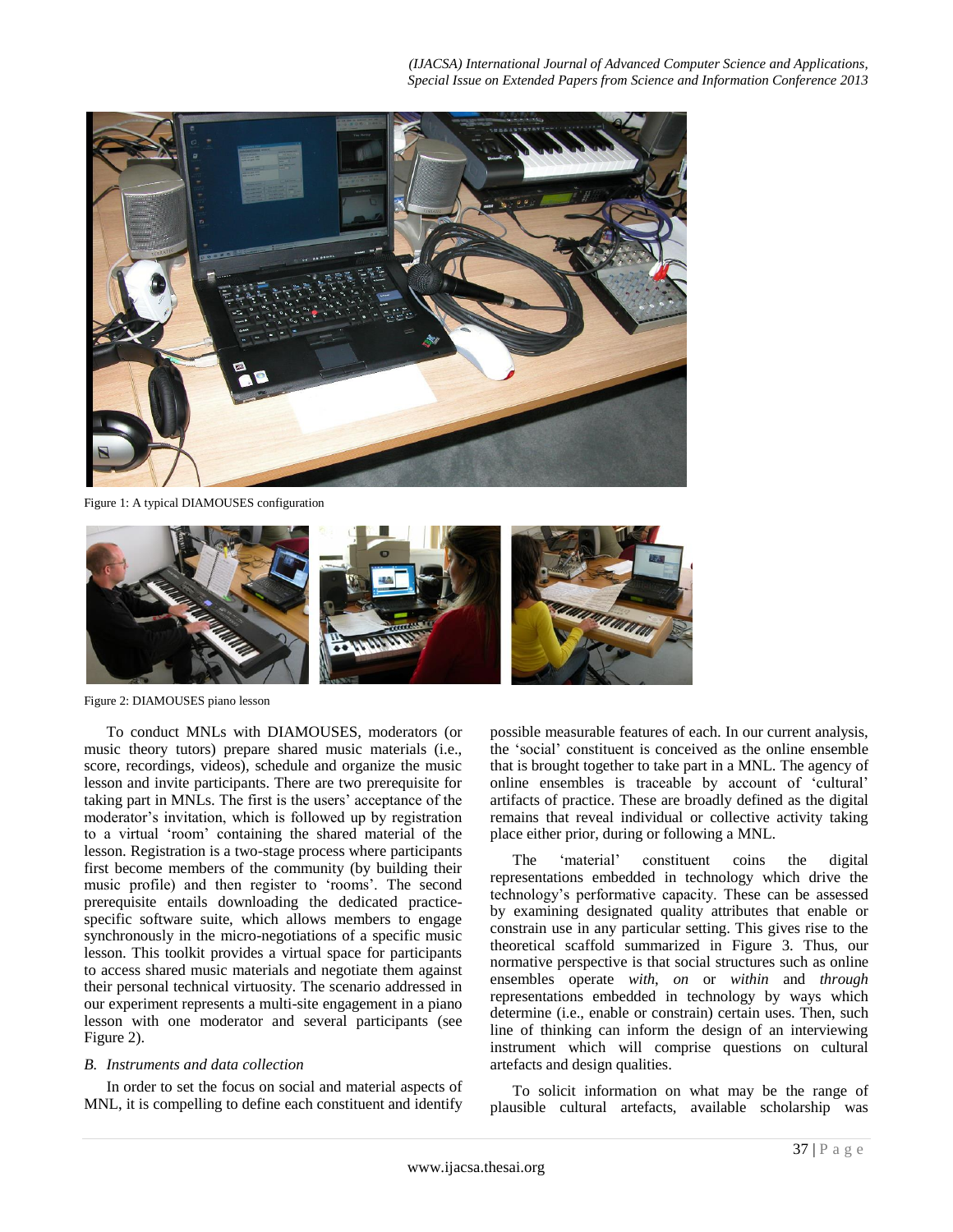Figure 1: A typical DIAMOUSES configuration

Figure 2: DIAMOUSES piano lesson

To conduct MNLs with DIAMOUSES, moderators (or music theory tutors) prepare shared music materials (i.e., score, recordings, videos), schedule and organize the music lesson and invite participants. There are two prerequisite for taking part in MNLs. The first is the users' acceptance of the moderator's invitation, which is followed up by registration to a virtual 'room' containing the shared material of the lesson. Registration is a two-stage process where participants first become members of the community (by building their music profile) and then register to 'rooms'. The second prerequisite entails downloading the dedicated practice-specific software suite, which allows members to engage synchronously in the micro-negotiations of a specific music lesson. This toolkit provides a virtual space for participants to access shared music materials and negotiate them against their personal technical virtuosity. The scenario addressed in our experiment represents a multi-site engagement in a piano lesson with one moderator and several participants (see Figure 2).

### B. Instruments and data collection

In order to set the focus on social and material aspects of MNL, it is compelling to define each constituent and identify possible measurable features of each. In our current analysis, the 'social' constituent is conceived as the online ensemble that is brought together to take part in a MNL. The agency of online ensembles is traceable by account of 'cultural' artifacts of practice. These are broadly defined as the digital remains that reveal individual or collective activity taking place either prior, during or following a MNL.

The 'material' constituent coins the digital representations embedded in technology which drive the technology's performative capacity. These can be assessed by examining designated quality attributes that enable or constrain use in any particular setting. This gives rise to the theoretical scaffold summarized in Figure 3. Thus, our normative perspective is that social structures such as online ensembles operate *with*, *on* or *within* and *through* representations embedded in technology by ways which determine (i.e., enable or constrain) certain uses. Then, such line of thinking can inform the design of an interviewing instrument which will comprise questions on cultural artefacts and design qualities.

To solicit information on what may be the range of plausible cultural artefacts, available scholarship was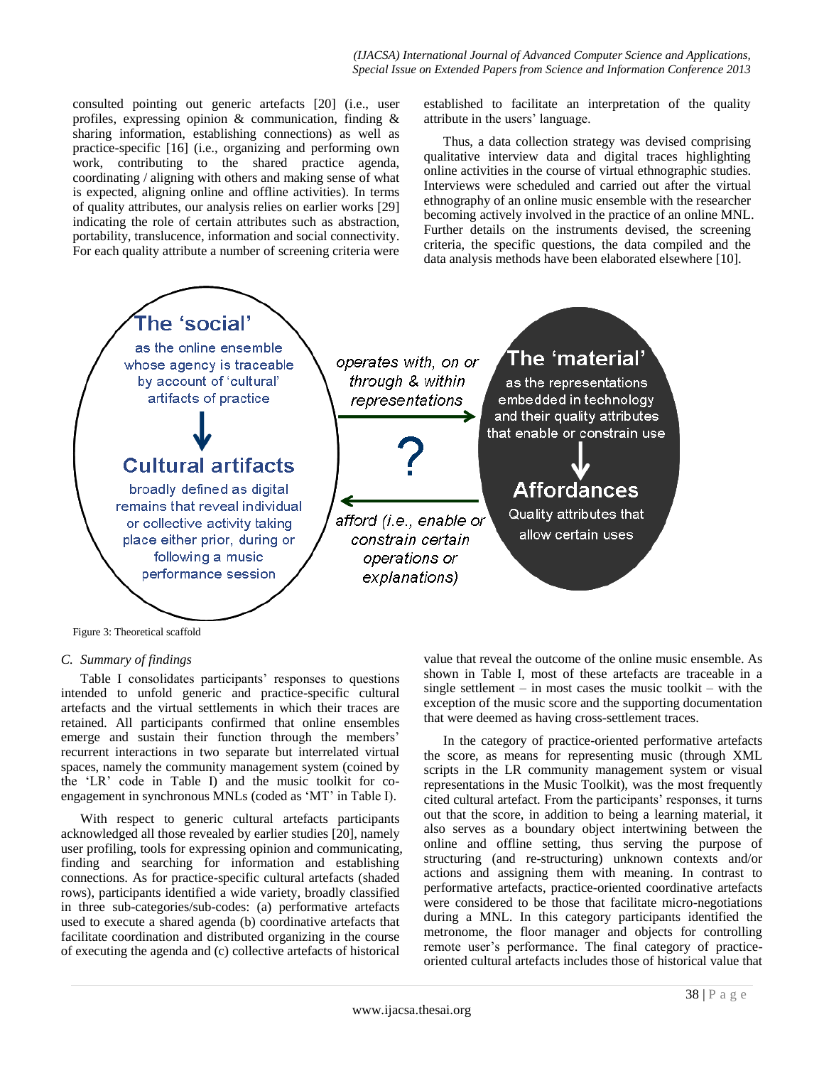consulted pointing out generic artefacts [20] (i.e., user profiles, expressing opinion & communication, finding & sharing information, establishing connections) as well as practice-specific [16] (i.e., organizing and performing own work, contributing to the shared practice agenda, coordinating / aligning with others and making sense of what is expected, aligning online and offline activities). In terms of quality attributes, our analysis relies on earlier works [29] indicating the role of certain attributes such as abstraction, portability, translucence, information and social connectivity. For each quality attribute a number of screening criteria were established to facilitate an interpretation of the quality attribute in the users' language.

Thus, a data collection strategy was devised comprising qualitative interview data and digital traces highlighting online activities in the course of virtual ethnographic studies. Interviews were scheduled and carried out after the virtual ethnography of an online music ensemble with the researcher becoming actively involved in the practice of an online MNL. Further details on the instruments devised, the screening criteria, the specific questions, the data compiled and the data analysis methods have been elaborated elsewhere [10].

The 'social'

as the online ensemble whose agency is traceable by account of 'cultural' artifacts of practice

Cultural artifacts

broadly defined as digital remains that reveal individual or collective activity taking place either prior, during or following a music performance session

operates with, on or through & within representations

?

afford (i.e., enable or constrain certain operations or explanations)

The 'material'

as the representations embedded in technology and their quality attributes that enable or constrain use

Affordances

Quality attributes that allow certain uses

Figure 3: Theoretical scaffold

### C. Summary of findings

Table I consolidates participants' responses to questions intended to unfold generic and practice-specific cultural artefacts and the virtual settlements in which their traces are retained. All participants confirmed that online ensembles emerge and sustain their function through the members' recurrent interactions in two separate but interrelated virtual spaces, namely the community management system (coined by the 'LR' code in Table I) and the music toolkit for co-engagement in synchronous MNLs (coded as 'MT' in Table I).

With respect to generic cultural artefacts participants acknowledged all those revealed by earlier studies [20], namely user profiling, tools for expressing opinion and communicating, finding and searching for information and establishing connections. As for practice-specific cultural artefacts (shaded rows), participants identified a wide variety, broadly classified in three sub-categories/sub-codes: (a) performative artefacts used to execute a shared agenda (b) coordinative artefacts that facilitate coordination and distributed organizing in the course of executing the agenda and (c) collective artefacts of historical value that reveal the outcome of the online music ensemble. As shown in Table I, most of these artefacts are traceable in a single settlement – in most cases the music toolkit – with the exception of the music score and the supporting documentation that were deemed as having cross-settlement traces.

In the category of practice-oriented performative artefacts the score, as means for representing music (through XML scripts in the LR community management system or visual representations in the Music Toolkit), was the most frequently cited cultural artefact. From the participants' responses, it turns out that the score, in addition to being a learning material, it also serves as a boundary object intertwining between the online and offline setting, thus serving the purpose of structuring (and re-structuring) unknown contexts and/or actions and assigning them with meaning. In contrast to performative artefacts, practice-oriented coordinative artefacts were considered to be those that facilitate micro-negotiations during a MNL. In this category participants identified the metronome, the floor manager and objects for controlling remote user's performance. The final category of practice-oriented cultural artefacts includes those of historical value that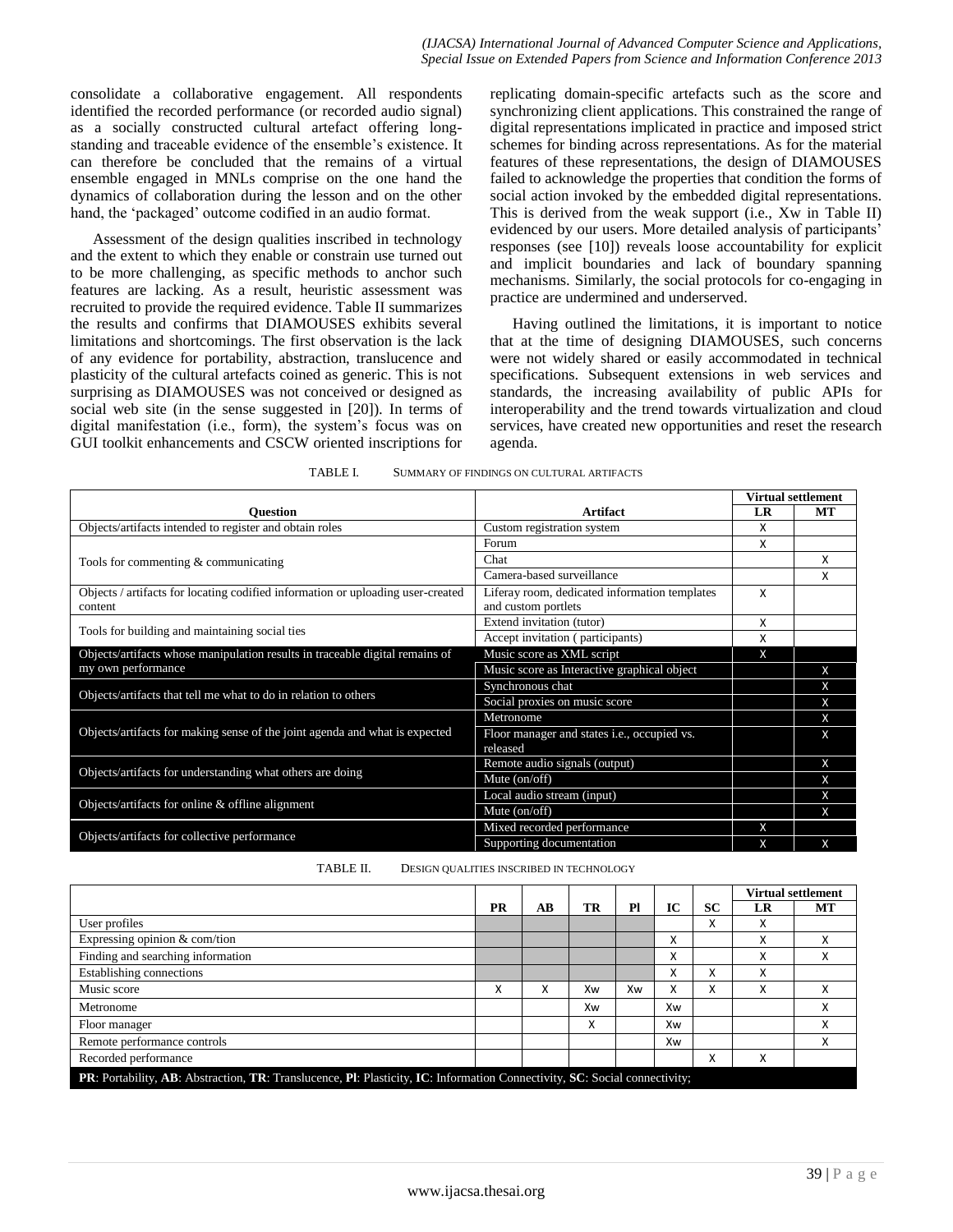consolidate a collaborative engagement. All respondents identified the recorded performance (or recorded audio signal) as a socially constructed cultural artefact offering long-standing and traceable evidence of the ensemble's existence. It can therefore be concluded that the remains of a virtual ensemble engaged in MNLs comprise on the one hand the dynamics of collaboration during the lesson and on the other hand, the 'packaged' outcome codified in an audio format.

Assessment of the design qualities inscribed in technology and the extent to which they enable or constrain use turned out to be more challenging, as specific methods to anchor such features are lacking. As a result, heuristic assessment was recruited to provide the required evidence. Table II summarizes the results and confirms that DIAMOUSES exhibits several limitations and shortcomings. The first observation is the lack of any evidence for portability, abstraction, translucence and plasticity of the cultural artefacts coined as generic. This is not surprising as DIAMOUSES was not conceived or designed as social web site (in the sense suggested in [20]). In terms of digital manifestation (i.e., form), the system's focus was on GUI toolkit enhancements and CSCW oriented inscriptions for replicating domain-specific artefacts such as the score and synchronizing client applications. This constrained the range of digital representations implicated in practice and imposed strict schemes for binding across representations. As for the material features of these representations, the design of DIAMOUSES failed to acknowledge the properties that condition the forms of social action invoked by the embedded digital representations. This is derived from the weak support (i.e., Xw in Table II) evidenced by our users. More detailed analysis of participants' responses (see [10]) reveals loose accountability for explicit and implicit boundaries and lack of boundary spanning mechanisms. Similarly, the social protocols for co-engaging in practice are undermined and underserved.

Having outlined the limitations, it is important to notice that at the time of designing DIAMOUSES, such concerns were not widely shared or easily accommodated in technical specifications. Subsequent extensions in web services and standards, the increasing availability of public APIs for interoperability and the trend towards virtualization and cloud services, have created new opportunities and reset the research agenda.

TABLE I. SUMMARY OF FINDINGS ON CULTURAL ARTIFACTS

| Question | Artifact | Virtual settlement | |
|---|---|---|---|
| | | LR | MT |
| Objects/artifacts intended to register and obtain roles | Custom registration system | X | |
| Tools for commenting & communicating | Forum | X | |
| | Chat | | X |
| | Camera-based surveillance | | X |
| Objects / artifacts for locating codified information or uploading user-created content | Liferay room, dedicated information templates and custom portlets | X | |
| Tools for building and maintaining social ties | Extend invitation (tutor) | X | |
| | Accept invitation ( participants) | X | |
| Objects/artifacts whose manipulation results in traceable digital remains of my own performance | Music score as XML script | X | |
| | Music score as Interactive graphical object | | X |
| Objects/artifacts that tell me what to do in relation to others | Synchronous chat | | X |
| | Social proxies on music score | | X |
| Objects/artifacts for making sense of the joint agenda and what is expected | Metronome | | X |
| | Floor manager and states i.e., occupied vs. released | | X |
| Objects/artifacts for understanding what others are doing | Remote audio signals (output) | | X |
| | Mute (on/off) | | X |
| Objects/artifacts for online & offline alignment | Local audio stream (input) | | X |
| | Mute (on/off) | | X |
| Objects/artifacts for collective performance | Mixed recorded performance | X | |
| | Supporting documentation | X | X |

TABLE II. DESIGN QUALITIES INSCRIBED IN TECHNOLOGY

| | PR | AB | TR | Pl | IC | SC | Virtual settlement | |
|---|---|---|---|---|---|---|---|---|
| | | | | | | | LR | MT |
| User profiles | | | | | | X | X | |
| Expressing opinion & com/tion | | | | | X | | X | X |
| Finding and searching information | | | | | X | | X | X |
| Establishing connections | | | | | X | X | X | |
| Music score | X | X | Xw | Xw | X | X | X | X |
| Metronome | | | Xw | | Xw | | | X |
| Floor manager | | | X | | Xw | | | X |
| Remote performance controls | | | | | Xw | | | X |
| Recorded performance | | | | | | X | X | |

**PR**: Portability, **AB**: Abstraction, **TR**: Translucence, **Pl**: Plasticity, **IC**: Information Connectivity, **SC**: Social connectivity;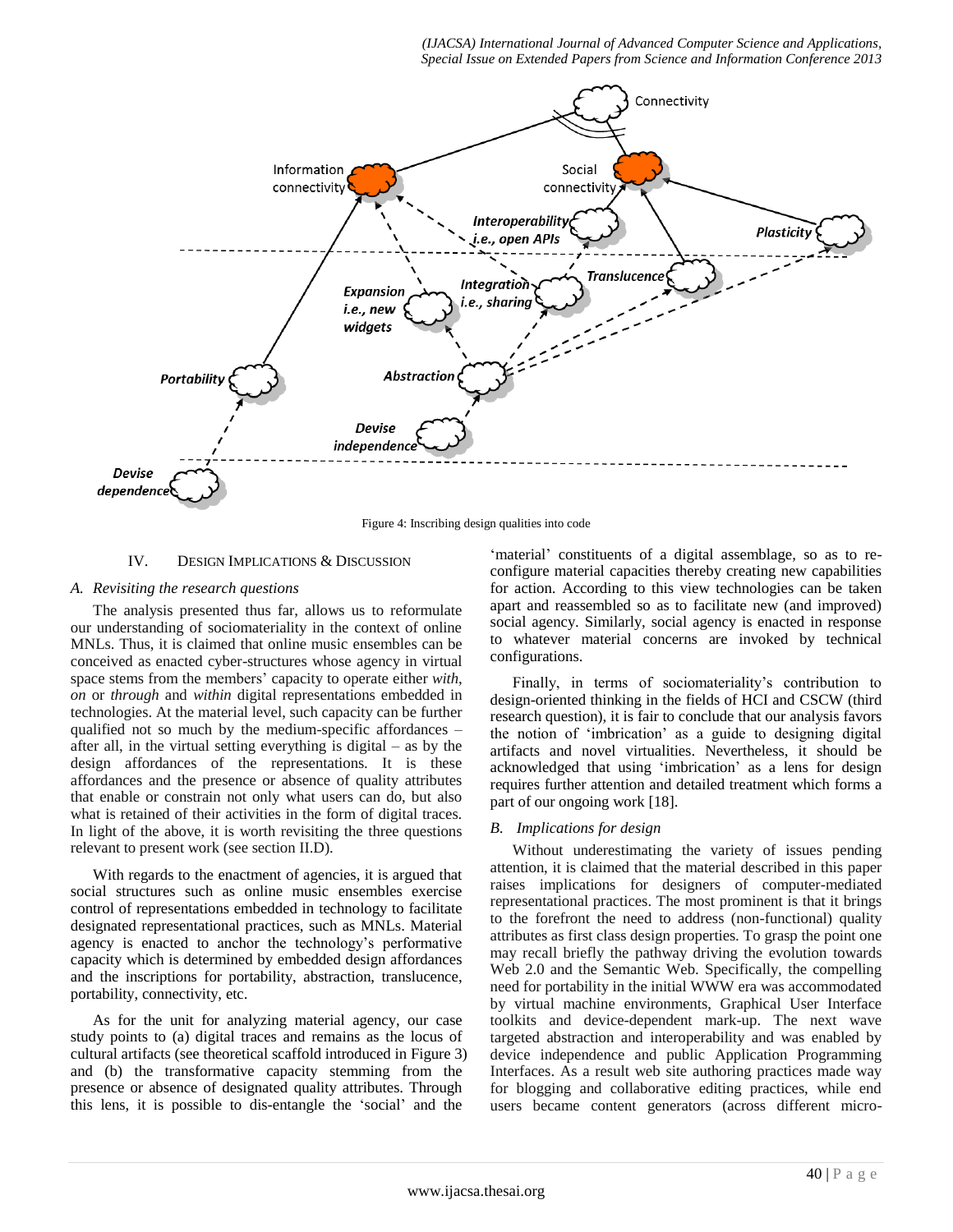Figure 4: Inscribing design qualities into code

## IV. Design Implications & Discussion

### *A. Revisiting the research questions*

The analysis presented thus far, allows us to reformulate our understanding of sociomateriality in the context of online MNLs. Thus, it is claimed that online music ensembles can be conceived as enacted cyber-structures whose agency in virtual space stems from the members' capacity to operate either *with, on* or *through* and *within* digital representations embedded in technologies. At the material level, such capacity can be further qualified not so much by the medium-specific affordances – after all, in the virtual setting everything is digital – as by the design affordances of the representations. It is these affordances and the presence or absence of quality attributes that enable or constrain not only what users can do, but also what is retained of their activities in the form of digital traces. In light of the above, it is worth revisiting the three questions relevant to present work (see section II.D).

With regards to the enactment of agencies, it is argued that social structures such as online music ensembles exercise control of representations embedded in technology to facilitate designated representational practices, such as MNLs. Material agency is enacted to anchor the technology's performative capacity which is determined by embedded design affordances and the inscriptions for portability, abstraction, translucence, portability, connectivity, etc.

As for the unit for analyzing material agency, our case study points to (a) digital traces and remains as the locus of cultural artifacts (see theoretical scaffold introduced in Figure 3) and (b) the transformative capacity stemming from the presence or absence of designated quality attributes. Through this lens, it is possible to dis-entangle the 'social' and the 'material' constituents of a digital assemblage, so as to re-configure material capacities thereby creating new capabilities for action. According to this view technologies can be taken apart and reassembled so as to facilitate new (and improved) social agency. Similarly, social agency is enacted in response to whatever material concerns are invoked by technical configurations.

Finally, in terms of sociomateriality's contribution to design-oriented thinking in the fields of HCI and CSCW (third research question), it is fair to conclude that our analysis favors the notion of 'imbrication' as a guide to designing digital artifacts and novel virtualities. Nevertheless, it should be acknowledged that using 'imbrication' as a lens for design requires further attention and detailed treatment which forms a part of our ongoing work [18].

### *B. Implications for design*

Without underestimating the variety of issues pending attention, it is claimed that the material described in this paper raises implications for designers of computer-mediated representational practices. The most prominent is that it brings to the forefront the need to address (non-functional) quality attributes as first class design properties. To grasp the point one may recall briefly the pathway driving the evolution towards Web 2.0 and the Semantic Web. Specifically, the compelling need for portability in the initial WWW era was accommodated by virtual machine environments, Graphical User Interface toolkits and device-dependent mark-up. The next wave targeted abstraction and interoperability and was enabled by device independence and public Application Programming Interfaces. As a result web site authoring practices made way for blogging and collaborative editing practices, while end users became content generators (across different micro-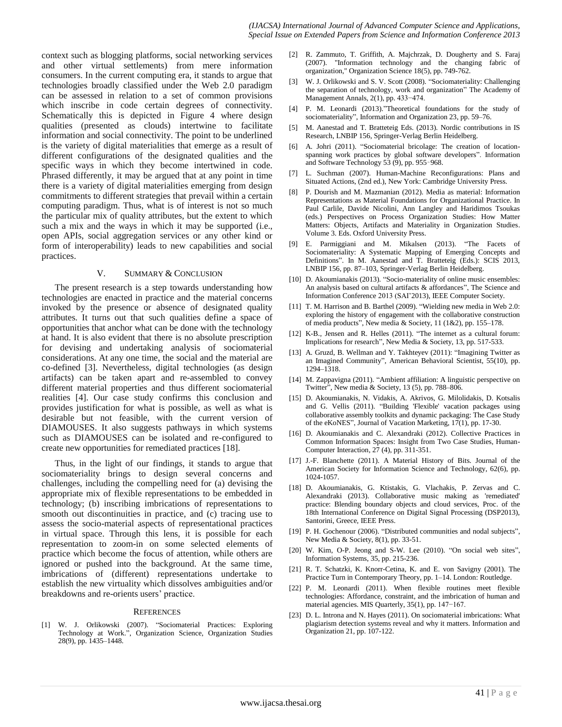context such as blogging platforms, social networking services and other virtual settlements) from mere information consumers. In the current computing era, it stands to argue that technologies broadly classified under the Web 2.0 paradigm can be assessed in relation to a set of common provisions which inscribe in code certain degrees of connectivity. Schematically this is depicted in Figure 4 where design qualities (presented as clouds) intertwine to facilitate information and social connectivity. The point to be underlined is the variety of digital materialities that emerge as a result of different configurations of the designated qualities and the specific ways in which they become intertwined in code. Phrased differently, it may be argued that at any point in time there is a variety of digital materialities emerging from design commitments to different strategies that prevail within a certain computing paradigm. Thus, what is of interest is not so much the particular mix of quality attributes, but the extent to which such a mix and the ways in which it may be supported (i.e., open APIs, social aggregation services or any other kind or form of interoperability) leads to new capabilities and social practices.

## V. Summary & Conclusion

The present research is a step towards understanding how technologies are enacted in practice and the material concerns invoked by the presence or absence of designated quality attributes. It turns out that such qualities define a space of opportunities that anchor what can be done with the technology at hand. It is also evident that there is no absolute prescription for devising and undertaking analysis of sociomaterial considerations. At any one time, the social and the material are co-defined [3]. Nevertheless, digital technologies (as design artifacts) can be taken apart and re-assembled to convey different material properties and thus different sociomaterial realities [4]. Our case study confirms this conclusion and provides justification for what is possible, as well as what is desirable but not feasible, with the current version of DIAMOUSES. It also suggests pathways in which systems such as DIAMOUSES can be isolated and re-configured to create new opportunities for remediated practices [18].

Thus, in the light of our findings, it stands to argue that sociomateriality brings to design several concerns and challenges, including the compelling need for (a) devising the appropriate mix of flexible representations to be embedded in technology; (b) inscribing imbrications of representations to smooth out discontinuities in practice, and (c) tracing use to assess the socio-material aspects of representational practices in virtual space. Through this lens, it is possible for each representation to zoom-in on some selected elements of practice which become the focus of attention, while others are ignored or pushed into the background. At the same time, imbrications of (different) representations undertake to establish the new virtuality which dissolves ambiguities and/or breakdowns and re-orients users' practice.

## References

[1] W. J. Orlikowski (2007). "Sociomaterial Practices: Exploring Technology at Work.", Organization Science, Organization Studies 28(9), pp. 1435–1448.

[2] R. Zammuto, T. Griffith, A. Majchrzak, D. Dougherty and S. Faraj (2007). "Information technology and the changing fabric of organization," Organization Science 18(5), pp. 749-762.

[3] W. J. Orlikowski and S. V. Scott (2008). "Sociomateriality: Challenging the separation of technology, work and organization" The Academy of Management Annals, 2(1), pp. 433−474.

[4] P. M. Leonardi (2013)."Theoretical foundations for the study of sociomateriality", Information and Organization 23, pp. 59–76.

[5] M. Aanestad and T. Bratteteig Eds. (2013). Nordic contributions in IS Research, LNBIP 156, Springer-Verlag Berlin Heidelberg.

[6] A. Johri (2011). "Sociomaterial bricolage: The creation of location-spanning work practices by global software developers". Information and Software Technology 53 (9), pp. 955–968.

[7] L. Suchman (2007). Human-Machine Reconfigurations: Plans and Situated Actions, (2nd ed.), New York: Cambridge University Press.

[8] P. Dourish and M. Mazmanian (2012). Media as material: Information Representations as Material Foundations for Organizational Practice. In Paul Carlile, Davide Nicolini, Ann Langley and Haridimos Tsoukas (eds.) Perspectives on Process Organization Studies: How Matter Matters: Objects, Artifacts and Materiality in Organization Studies. Volume 3. Eds. Oxford University Press.

[9] E. Parmiggiani and M. Mikalsen (2013). "The Facets of Sociomateriality: A Systematic Mapping of Emerging Concepts and Definitions". In M. Aanestad and T. Bratteteig (Eds.): SCIS 2013, LNBIP 156, pp. 87–103, Springer-Verlag Berlin Heidelberg.

[10] D. Akoumianakis (2013). "Socio-materiality of online music ensembles: An analysis based on cultural artifacts & affordances", The Science and Information Conference 2013 (SAI'2013), IEEE Computer Society.

[11] T. M. Harrison and B. Barthel (2009). "Wielding new media in Web 2.0: exploring the history of engagement with the collaborative construction of media products", New media & Society, 11 (1&2), pp. 155–178.

[12] K-B., Jensen and R. Helles (2011). "The internet as a cultural forum: Implications for research", New Media & Society, 13, pp. 517-533.

[13] A. Gruzd, B. Wellman and Y. Takhteyev (2011): "Imagining Twitter as an Imagined Community", American Behavioral Scientist, 55(10), pp. 1294–1318.

[14] M. Zappavigna (2011). "Ambient affiliation: A linguistic perspective on Twitter", New media & Society, 13 (5), pp. 788–806.

[15] D. Akoumianakis, N. Vidakis, A. Akrivos, G. Milolidakis, D. Kotsalis and G. Vellis (2011). "Building 'Flexible' vacation packages using collaborative assembly toolkits and dynamic packaging: The Case Study of the eKoNES", Journal of Vacation Marketing, 17(1), pp. 17-30.

[16] D. Akoumianakis and C. Alexandraki (2012). Collective Practices in Common Information Spaces: Insight from Two Case Studies, Human-Computer Interaction, 27 (4), pp. 311-351.

[17] J.-F. Blanchette (2011). A Material History of Bits. Journal of the American Society for Information Science and Technology, 62(6), pp. 1024-1057.

[18] D. Akoumianakis, G. Ktistakis, G. Vlachakis, P. Zervas and C. Alexandraki (2013). Collaborative music making as 'remediated' practice: Blending boundary objects and cloud services, Proc. of the 18th International Conference on Digital Signal Processing (DSP2013), Santorini, Greece, IEEE Press.

[19] P. H. Gochenour (2006). "Distributed communities and nodal subjects", New Media & Society, 8(1), pp. 33-51.

[20] W. Kim, O-P. Jeong and S-W. Lee (2010). "On social web sites", Information Systems, 35, pp. 215-236.

[21] R. T. Schatzki, K. Knorr-Cetina, K. and E. von Savigny (2001). The Practice Turn in Contemporary Theory, pp. 1–14. London: Routledge.

[22] P. M. Leonardi (2011). When flexible routines meet flexible technologies: Affordance, constraint, and the imbrication of human and material agencies. MIS Quarterly, 35(1), pp. 147−167.

[23] D. L. Introna and N. Hayes (2011). On sociomaterial imbrications: What plagiarism detection systems reveal and why it matters. Information and Organization 21, pp. 107-122.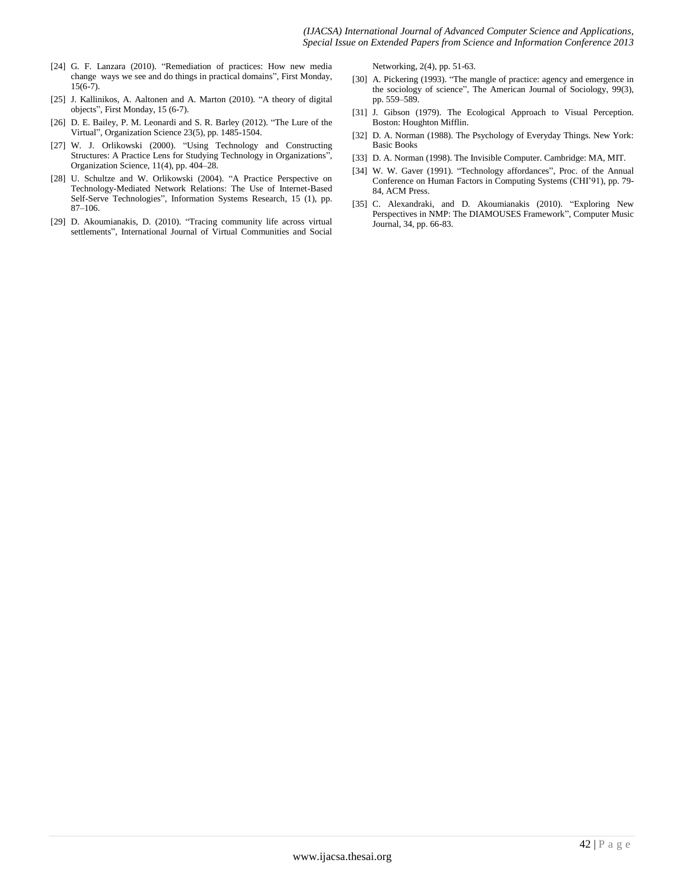[24] G. F. Lanzara (2010). "Remediation of practices: How new media change ways we see and do things in practical domains", First Monday, 15(6-7).

[25] J. Kallinikos, A. Aaltonen and A. Marton (2010). "A theory of digital objects", First Monday, 15 (6-7).

[26] D. E. Bailey, P. M. Leonardi and S. R. Barley (2012). "The Lure of the Virtual", Organization Science 23(5), pp. 1485-1504.

[27] W. J. Orlikowski (2000). "Using Technology and Constructing Structures: A Practice Lens for Studying Technology in Organizations", Organization Science, 11(4), pp. 404–28.

[28] U. Schultze and W. Orlikowski (2004). "A Practice Perspective on Technology-Mediated Network Relations: The Use of Internet-Based Self-Serve Technologies", Information Systems Research, 15 (1), pp. 87–106.

[29] D. Akoumianakis, D. (2010). "Tracing community life across virtual settlements", International Journal of Virtual Communities and Social Networking, 2(4), pp. 51-63.

[30] A. Pickering (1993). "The mangle of practice: agency and emergence in the sociology of science", The American Journal of Sociology, 99(3), pp. 559–589.

[31] J. Gibson (1979). The Ecological Approach to Visual Perception. Boston: Houghton Mifflin.

[32] D. A. Norman (1988). The Psychology of Everyday Things. New York: Basic Books

[33] D. A. Norman (1998). The Invisible Computer. Cambridge: MA, MIT.

[34] W. W. Gaver (1991). "Technology affordances", Proc. of the Annual Conference on Human Factors in Computing Systems (CHI'91), pp. 79-84, ACM Press.

[35] C. Alexandraki, and D. Akoumianakis (2010). "Exploring New Perspectives in NMP: The DIAMOUSES Framework", Computer Music Journal, 34, pp. 66-83.